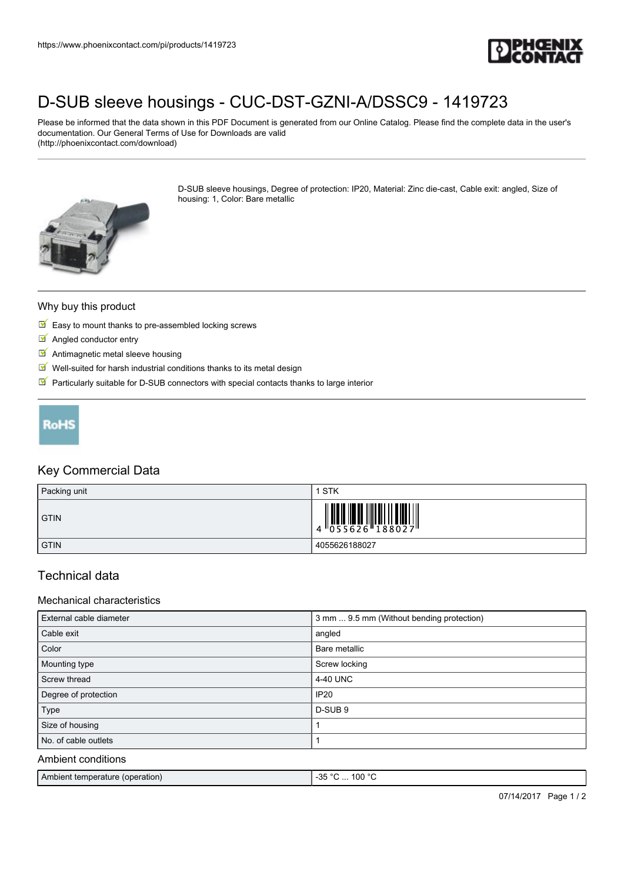https://www.phoenixcontact.com/pi/products/1419723

# D-SUB sleeve housings - CUC-DST-GZNI-A/DSSC9 - 1419723

Please be informed that the data shown in this PDF Document is generated from our Online Catalog. Please find the complete data in the user's documentation. Our General Terms of Use for Downloads are valid (http://phoenixcontact.com/download)

D-SUB sleeve housings, Degree of protection: IP20, Material: Zinc die-cast, Cable exit: angled, Size of housing: 1, Color: Bare metallic

### Why buy this product

- Easy to mount thanks to pre-assembled locking screws
- Angled conductor entry
- Antimagnetic metal sleeve housing
- Well-suited for harsh industrial conditions thanks to its metal design
- Particularly suitable for D-SUB connectors with special contacts thanks to large interior

RoHS

## Key Commercial Data

| | |
|---|---|
| Packing unit | 1 STK |
| GTIN | 4 055626 188027 |
| GTIN | 4055626188027 |

## Technical data

### Mechanical characteristics

| | |
|---|---|
| External cable diameter | 3 mm ... 9.5 mm (Without bending protection) |
| Cable exit | angled |
| Color | Bare metallic |
| Mounting type | Screw locking |
| Screw thread | 4-40 UNC |
| Degree of protection | IP20 |
| Type | D-SUB 9 |
| Size of housing | 1 |
| No. of cable outlets | 1 |

### Ambient conditions

| | |
|---|---|
| Ambient temperature (operation) | -35 °C ... 100 °C |

07/14/2017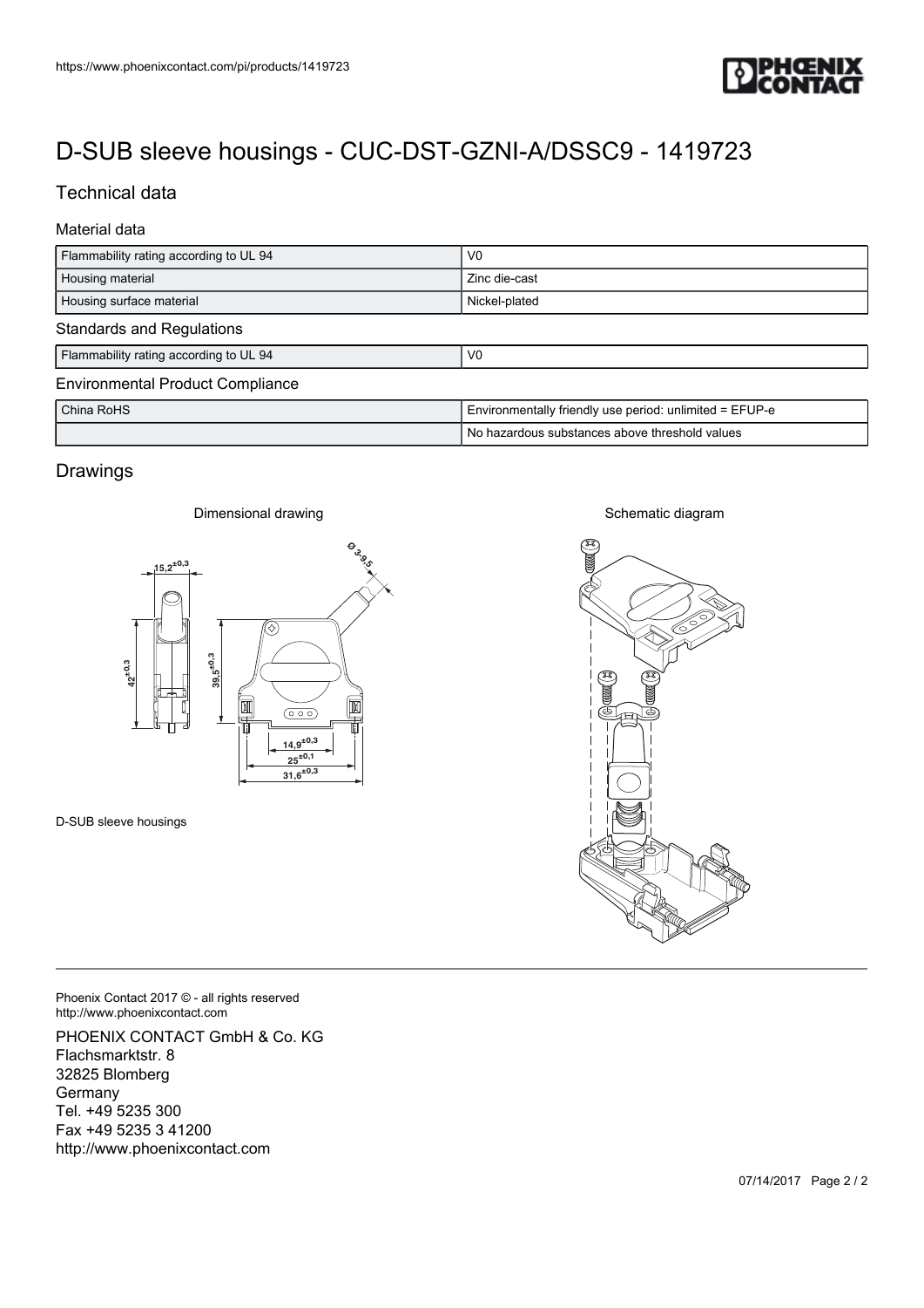# D-SUB sleeve housings - CUC-DST-GZNI-A/DSSC9 - 1419723

## Technical data

### Material data

| | |
|---|---|
| Flammability rating according to UL 94 | V0 |
| Housing material | Zinc die-cast |
| Housing surface material | Nickel-plated |

### Standards and Regulations

| | |
|---|---|
| Flammability rating according to UL 94 | V0 |

### Environmental Product Compliance

| | |
|---|---|
| China RoHS | Environmentally friendly use period: unlimited = EFUP-e |
| | No hazardous substances above threshold values |

## Drawings

Dimensional drawing

15,2±0,3
Ø 3-9,5
42±0,3
39,5±0,3
14,9±0,3
25±0,1
31,6±0,3

D-SUB sleeve housings

Schematic diagram

Phoenix Contact 2017 © - all rights reserved
http://www.phoenixcontact.com

PHOENIX CONTACT GmbH & Co. KG
Flachsmarktstr. 8
32825 Blomberg
Germany
Tel. +49 5235 300
Fax +49 5235 3 41200
http://www.phoenixcontact.com